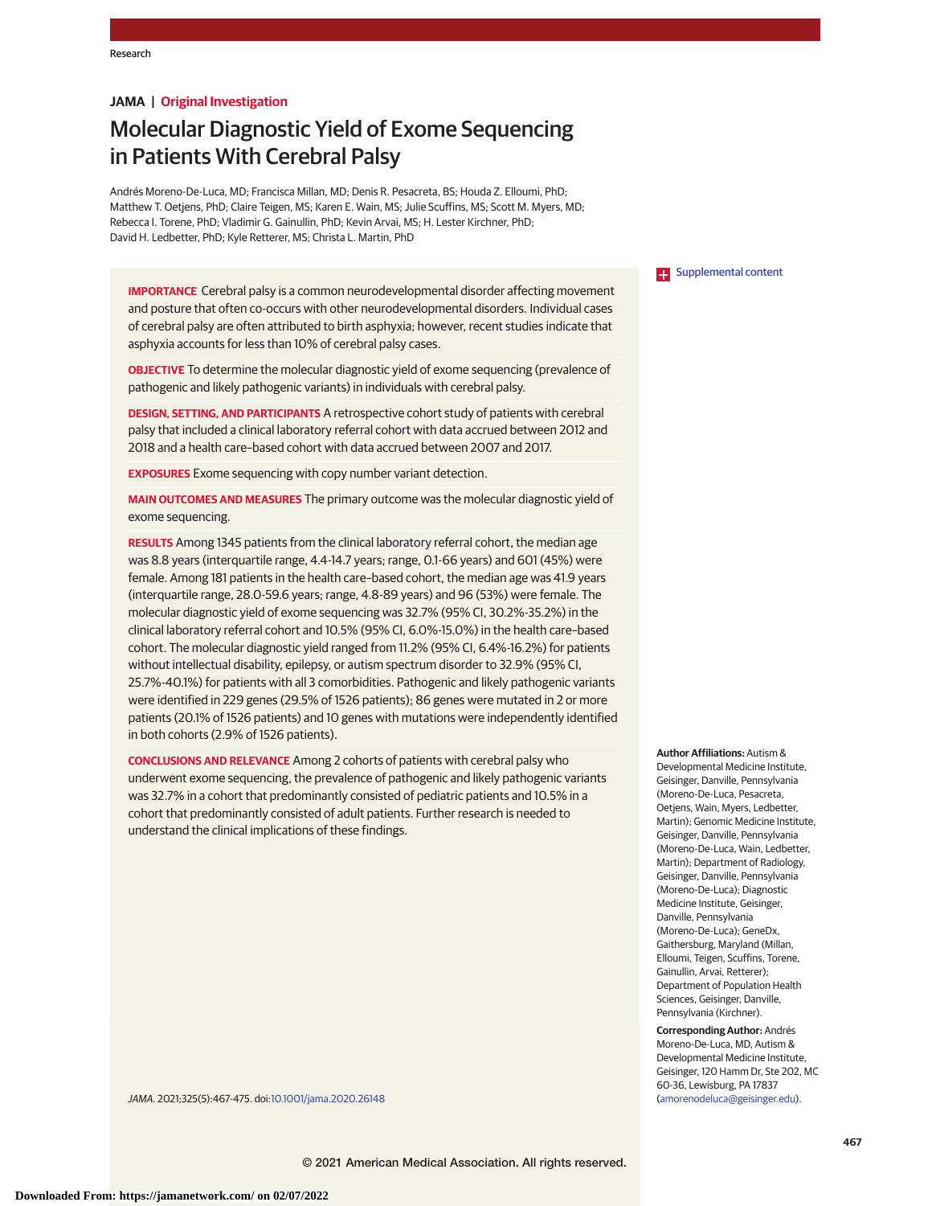# Molecular Diagnostic Yield of Exome Sequencing in Patients With Cerebral Palsy

Andrés Moreno-De-Luca, MD; Francisca Millan, MD; Denis R. Pesacreta, BS; Houda Z. Elloumi, PhD; Matthew T. Oetjens, PhD; Claire Teigen, MS; Karen E. Wain, MS; Julie Scuffins, MS; Scott M. Myers, MD; Rebecca I. Torene, PhD; Vladimir G. Gainullin, PhD; Kevin Arvai, MS; H. Lester Kirchner, PhD; David H. Ledbetter, PhD; Kyle Retterer, MS; Christa L. Martin, PhD

**IMPORTANCE** Cerebral palsy is a common neurodevelopmental disorder affecting movement and posture that often co-occurs with other neurodevelopmental disorders. Individual cases of cerebral palsy are often attributed to birth asphyxia; however, recent studies indicate that asphyxia accounts for less than 10% of cerebral palsy cases.

**OBJECTIVE** To determine the molecular diagnostic yield of exome sequencing (prevalence of pathogenic and likely pathogenic variants) in individuals with cerebral palsy.

**DESIGN, SETTING, AND PARTICIPANTS** A retrospective cohort study of patients with cerebral palsy that included a clinical laboratory referral cohort with data accrued between 2012 and 2018 and a health care–based cohort with data accrued between 2007 and 2017.

**EXPOSURES** Exome sequencing with copy number variant detection.

**MAIN OUTCOMES AND MEASURES** The primary outcome was the molecular diagnostic yield of exome sequencing.

**RESULTS** Among 1345 patients from the clinical laboratory referral cohort, the median age was 8.8 years (interquartile range, 4.4-14.7 years; range, 0.1-66 years) and 601 (45%) were female. Among 181 patients in the health care–based cohort, the median age was 41.9 years (interquartile range, 28.0-59.6 years; range, 4.8-89 years) and 96 (53%) were female. The molecular diagnostic yield of exome sequencing was 32.7% (95% CI, 30.2%-35.2%) in the clinical laboratory referral cohort and 10.5% (95% CI, 6.0%-15.0%) in the health care–based cohort. The molecular diagnostic yield ranged from 11.2% (95% CI, 6.4%-16.2%) for patients without intellectual disability, epilepsy, or autism spectrum disorder to 32.9% (95% CI, 25.7%-40.1%) for patients with all 3 comorbidities. Pathogenic and likely pathogenic variants were identified in 229 genes (29.5% of 1526 patients); 86 genes were mutated in 2 or more patients (20.1% of 1526 patients) and 10 genes with mutations were independently identified in both cohorts (2.9% of 1526 patients).

**CONCLUSIONS AND RELEVANCE** Among 2 cohorts of patients with cerebral palsy who underwent exome sequencing, the prevalence of pathogenic and likely pathogenic variants was 32.7% in a cohort that predominantly consisted of pediatric patients and 10.5% in a cohort that predominantly consisted of adult patients. Further research is needed to understand the clinical implications of these findings.

*JAMA*. 2021;325(5):467-475. doi:10.1001/jama.2020.26148

Supplemental content

**Author Affiliations:** Autism & Developmental Medicine Institute, Geisinger, Danville, Pennsylvania (Moreno-De-Luca, Pesacreta, Oetjens, Wain, Myers, Ledbetter, Martin); Genomic Medicine Institute, Geisinger, Danville, Pennsylvania (Moreno-De-Luca, Wain, Ledbetter, Martin); Department of Radiology, Geisinger, Danville, Pennsylvania (Moreno-De-Luca); Diagnostic Medicine Institute, Geisinger, Danville, Pennsylvania (Moreno-De-Luca); GeneDx, Gaithersburg, Maryland (Millan, Elloumi, Teigen, Scuffins, Torene, Gainullin, Arvai, Retterer); Department of Population Health Sciences, Geisinger, Danville, Pennsylvania (Kirchner).

**Corresponding Author:** Andrés Moreno-De-Luca, MD, Autism & Developmental Medicine Institute, Geisinger, 120 Hamm Dr, Ste 202, MC 60-36, Lewisburg, PA 17837 (amorenodeluca@geisinger.edu).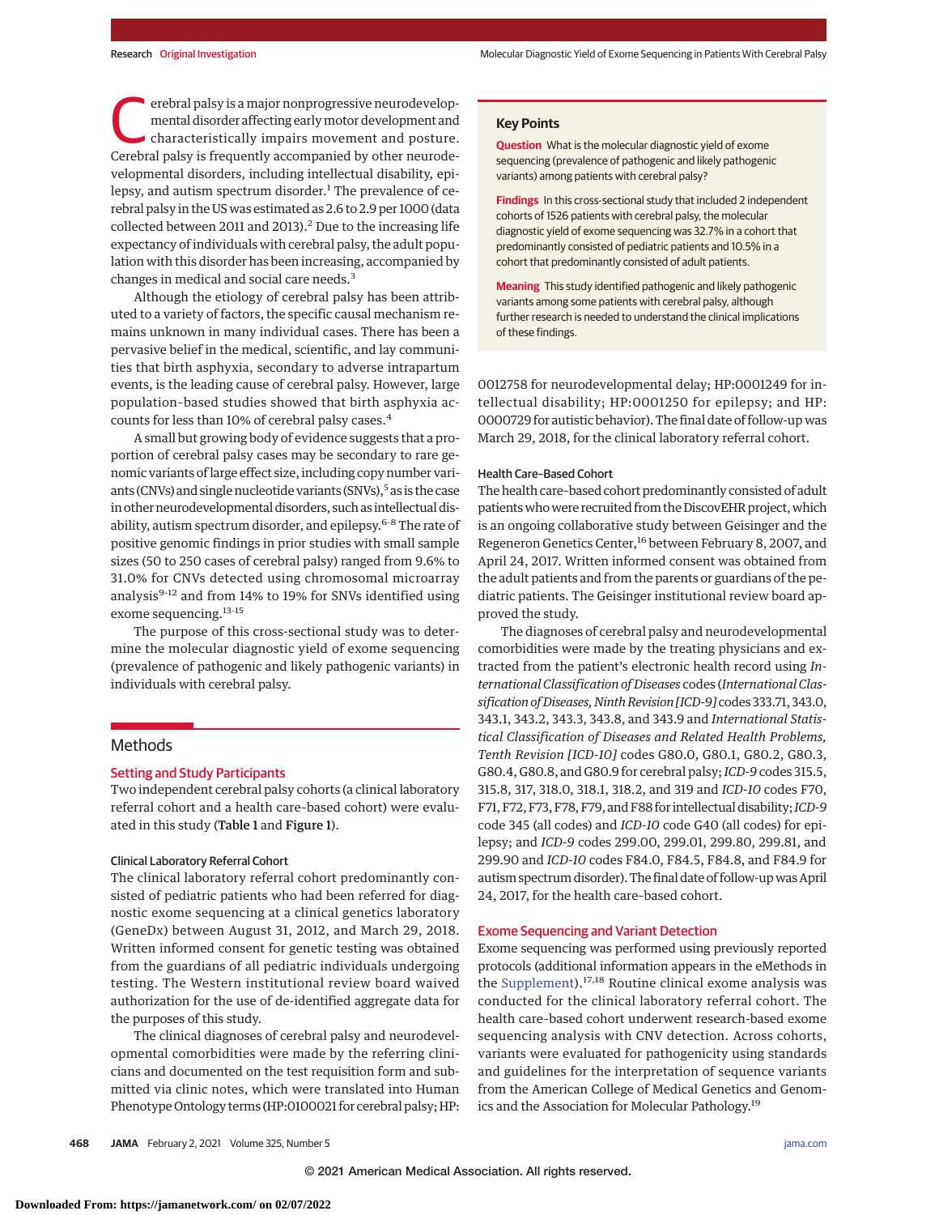Cerebral palsy is a major nonprogressive neurodevelopmental disorder affecting early motor development and characteristically impairs movement and posture. Cerebral palsy is frequently accompanied by other neurodevelopmental disorders, including intellectual disability, epilepsy, and autism spectrum disorder.[1] The prevalence of cerebral palsy in the US was estimated as 2.6 to 2.9 per 1000 (data collected between 2011 and 2013).[2] Due to the increasing life expectancy of individuals with cerebral palsy, the adult population with this disorder has been increasing, accompanied by changes in medical and social care needs.[3]

Although the etiology of cerebral palsy has been attributed to a variety of factors, the specific causal mechanism remains unknown in many individual cases. There has been a pervasive belief in the medical, scientific, and lay communities that birth asphyxia, secondary to adverse intrapartum events, is the leading cause of cerebral palsy. However, large population-based studies showed that birth asphyxia accounts for less than 10% of cerebral palsy cases.[4]

A small but growing body of evidence suggests that a proportion of cerebral palsy cases may be secondary to rare genomic variants of large effect size, including copy number variants (CNVs) and single nucleotide variants (SNVs),[5] as is the case in other neurodevelopmental disorders, such as intellectual disability, autism spectrum disorder, and epilepsy.[6-8] The rate of positive genomic findings in prior studies with small sample sizes (50 to 250 cases of cerebral palsy) ranged from 9.6% to 31.0% for CNVs detected using chromosomal microarray analysis[9-12] and from 14% to 19% for SNVs identified using exome sequencing.[13-15]

The purpose of this cross-sectional study was to determine the molecular diagnostic yield of exome sequencing (prevalence of pathogenic and likely pathogenic variants) in individuals with cerebral palsy.

> **Key Points**
>
> **Question** What is the molecular diagnostic yield of exome sequencing (prevalence of pathogenic and likely pathogenic variants) among patients with cerebral palsy?
>
> **Findings** In this cross-sectional study that included 2 independent cohorts of 1526 patients with cerebral palsy, the molecular diagnostic yield of exome sequencing was 32.7% in a cohort that predominantly consisted of pediatric patients and 10.5% in a cohort that predominantly consisted of adult patients.
>
> **Meaning** This study identified pathogenic and likely pathogenic variants among some patients with cerebral palsy, although further research is needed to understand the clinical implications of these findings.

## Methods

### Setting and Study Participants

Two independent cerebral palsy cohorts (a clinical laboratory referral cohort and a health care–based cohort) were evaluated in this study (**Table 1** and **Figure 1**).

#### Clinical Laboratory Referral Cohort

The clinical laboratory referral cohort predominantly consisted of pediatric patients who had been referred for diagnostic exome sequencing at a clinical genetics laboratory (GeneDx) between August 31, 2012, and March 29, 2018. Written informed consent for genetic testing was obtained from the guardians of all pediatric individuals undergoing testing. The Western institutional review board waived authorization for the use of de-identified aggregate data for the purposes of this study.

The clinical diagnoses of cerebral palsy and neurodevelopmental comorbidities were made by the referring clinicians and documented on the test requisition form and submitted via clinic notes, which were translated into Human Phenotype Ontology terms (HP:0100021 for cerebral palsy; HP:0012758 for neurodevelopmental delay; HP:0001249 for intellectual disability; HP:0001250 for epilepsy; and HP:0000729 for autistic behavior). The final date of follow-up was March 29, 2018, for the clinical laboratory referral cohort.

#### Health Care–Based Cohort

The health care–based cohort predominantly consisted of adult patients who were recruited from the DiscovEHR project, which is an ongoing collaborative study between Geisinger and the Regeneron Genetics Center,[16] between February 8, 2007, and April 24, 2017. Written informed consent was obtained from the adult patients and from the parents or guardians of the pediatric patients. The Geisinger institutional review board approved the study.

The diagnoses of cerebral palsy and neurodevelopmental comorbidities were made by the treating physicians and extracted from the patient's electronic health record using *International Classification of Diseases* codes (*International Classification of Diseases, Ninth Revision [ICD-9]* codes 333.71, 343.0, 343.1, 343.2, 343.3, 343.8, and 343.9 and *International Statistical Classification of Diseases and Related Health Problems, Tenth Revision [ICD-10]* codes G80.0, G80.1, G80.2, G80.3, G80.4, G80.8, and G80.9 for cerebral palsy; *ICD-9* codes 315.5, 315.8, 317, 318.0, 318.1, 318.2, and 319 and *ICD-10* codes F70, F71, F72, F73, F78, F79, and F88 for intellectual disability; *ICD-9* code 345 (all codes) and *ICD-10* code G40 (all codes) for epilepsy; and *ICD-9* codes 299.00, 299.01, 299.80, 299.81, and 299.90 and *ICD-10* codes F84.0, F84.5, F84.8, and F84.9 for autism spectrum disorder). The final date of follow-up was April 24, 2017, for the health care–based cohort.

### Exome Sequencing and Variant Detection

Exome sequencing was performed using previously reported protocols (additional information appears in the eMethods in the Supplement).[17,18] Routine clinical exome analysis was conducted for the clinical laboratory referral cohort. The health care–based cohort underwent research-based exome sequencing analysis with CNV detection. Across cohorts, variants were evaluated for pathogenicity using standards and guidelines for the interpretation of sequence variants from the American College of Medical Genetics and Genomics and the Association for Molecular Pathology.[19]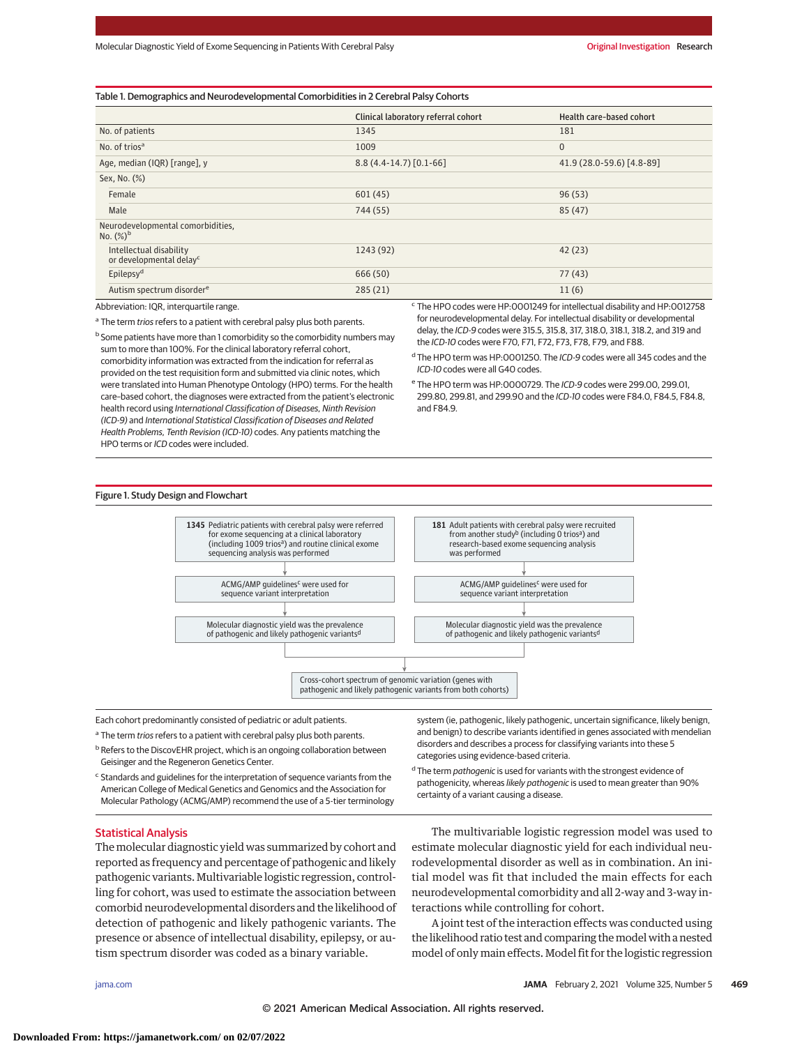Table 1. Demographics and Neurodevelopmental Comorbidities in 2 Cerebral Palsy Cohorts

| | Clinical laboratory referral cohort | Health care–based cohort |
|---|---|---|
| No. of patients | 1345 | 181 |
| No. of trios[a] | 1009 | 0 |
| Age, median (IQR) [range], y | 8.8 (4.4-14.7) [0.1-66] | 41.9 (28.0-59.6) [4.8-89] |
| Sex, No. (%) | | |
| Female | 601 (45) | 96 (53) |
| Male | 744 (55) | 85 (47) |
| Neurodevelopmental comorbidities, No. (%)[b] | | |
| Intellectual disability or developmental delay[c] | 1243 (92) | 42 (23) |
| Epilepsy[d] | 666 (50) | 77 (43) |
| Autism spectrum disorder[e] | 285 (21) | 11 (6) |

Abbreviation: IQR, interquartile range.

[a] The term *trios* refers to a patient with cerebral palsy plus both parents.

[b] Some patients have more than 1 comorbidity so the comorbidity numbers may sum to more than 100%. For the clinical laboratory referral cohort, comorbidity information was extracted from the indication for referral as provided on the test requisition form and submitted via clinic notes, which were translated into Human Phenotype Ontology (HPO) terms. For the health care–based cohort, the diagnoses were extracted from the patient's electronic health record using *International Classification of Diseases, Ninth Revision (ICD-9)* and *International Statistical Classification of Diseases and Related Health Problems, Tenth Revision (ICD-10)* codes. Any patients matching the HPO terms or *ICD* codes were included.

[c] The HPO codes were HP:0001249 for intellectual disability and HP:0012758 for neurodevelopmental delay. For intellectual disability or developmental delay, the *ICD-9* codes were 315.5, 315.8, 317, 318.0, 318.1, 318.2, and 319 and the *ICD-10* codes were F70, F71, F72, F73, F78, F79, and F88.

[d] The HPO term was HP:0001250. The *ICD-9* codes were all 345 codes and the *ICD-10* codes were all G40 codes.

[e] The HPO term was HP:0000729. The *ICD-9* codes were 299.00, 299.01, 299.80, 299.81, and 299.90 and the *ICD-10* codes were F84.0, F84.5, F84.8, and F84.9.

Figure 1. Study Design and Flowchart

**1345** Pediatric patients with cerebral palsy were referred for exome sequencing at a clinical laboratory (including 1009 trios[a]) and routine clinical exome sequencing analysis was performed → ACMG/AMP guidelines[c] were used for sequence variant interpretation → Molecular diagnostic yield was the prevalence of pathogenic and likely pathogenic variants[d]

**181** Adult patients with cerebral palsy were recruited from another study[b] (including 0 trios[a]) and research-based exome sequencing analysis was performed → ACMG/AMP guidelines[c] were used for sequence variant interpretation → Molecular diagnostic yield was the prevalence of pathogenic and likely pathogenic variants[d]

→ Cross-cohort spectrum of genomic variation (genes with pathogenic and likely pathogenic variants from both cohorts)

Each cohort predominantly consisted of pediatric or adult patients.

[a] The term *trios* refers to a patient with cerebral palsy plus both parents.

[b] Refers to the DiscovEHR project, which is an ongoing collaboration between Geisinger and the Regeneron Genetics Center.

[c] Standards and guidelines for the interpretation of sequence variants from the American College of Medical Genetics and Genomics and the Association for Molecular Pathology (ACMG/AMP) recommend the use of a 5-tier terminology system (ie, pathogenic, likely pathogenic, uncertain significance, likely benign, and benign) to describe variants identified in genes associated with mendelian disorders and describes a process for classifying variants into these 5 categories using evidence-based criteria.

[d] The term *pathogenic* is used for variants with the strongest evidence of pathogenicity, whereas *likely pathogenic* is used to mean greater than 90% certainty of a variant causing a disease.

## Statistical Analysis

The molecular diagnostic yield was summarized by cohort and reported as frequency and percentage of pathogenic and likely pathogenic variants. Multivariable logistic regression, controlling for cohort, was used to estimate the association between comorbid neurodevelopmental disorders and the likelihood of detection of pathogenic and likely pathogenic variants. The presence or absence of intellectual disability, epilepsy, or autism spectrum disorder was coded as a binary variable.

The multivariable logistic regression model was used to estimate molecular diagnostic yield for each individual neurodevelopmental disorder as well as in combination. An initial model was fit that included the main effects for each neurodevelopmental comorbidity and all 2-way and 3-way interactions while controlling for cohort.

A joint test of the interaction effects was conducted using the likelihood ratio test and comparing the model with a nested model of only main effects. Model fit for the logistic regression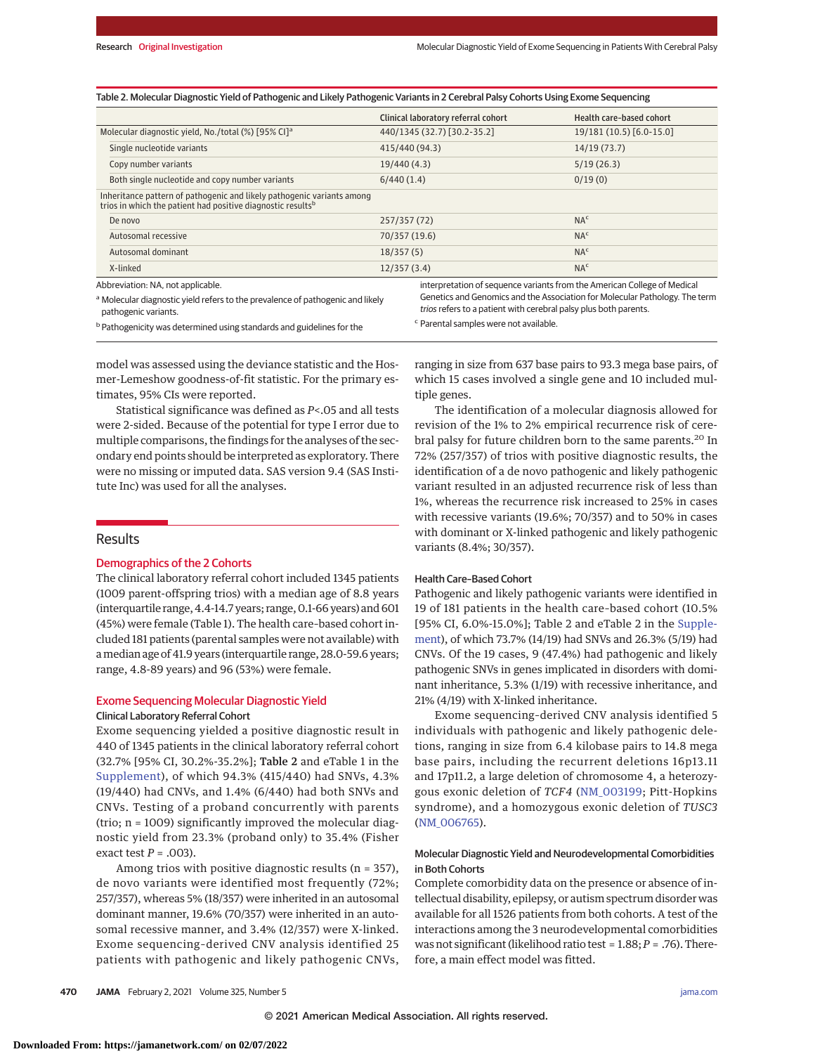Table 2. Molecular Diagnostic Yield of Pathogenic and Likely Pathogenic Variants in 2 Cerebral Palsy Cohorts Using Exome Sequencing

| | Clinical laboratory referral cohort | Health care–based cohort |
|---|---|---|
| Molecular diagnostic yield, No./total (%) [95% CI][a] | 440/1345 (32.7) [30.2-35.2] | 19/181 (10.5) [6.0-15.0] |
| Single nucleotide variants | 415/440 (94.3) | 14/19 (73.7) |
| Copy number variants | 19/440 (4.3) | 5/19 (26.3) |
| Both single nucleotide and copy number variants | 6/440 (1.4) | 0/19 (0) |
| Inheritance pattern of pathogenic and likely pathogenic variants among trios in which the patient had positive diagnostic results[b] | | |
| De novo | 257/357 (72) | NA[c] |
| Autosomal recessive | 70/357 (19.6) | NA[c] |
| Autosomal dominant | 18/357 (5) | NA[c] |
| X-linked | 12/357 (3.4) | NA[c] |

Abbreviation: NA, not applicable.

[a] Molecular diagnostic yield refers to the prevalence of pathogenic and likely pathogenic variants.

[b] Pathogenicity was determined using standards and guidelines for the interpretation of sequence variants from the American College of Medical Genetics and Genomics and the Association for Molecular Pathology. The term *trios* refers to a patient with cerebral palsy plus both parents.

[c] Parental samples were not available.

model was assessed using the deviance statistic and the Hosmer-Lemeshow goodness-of-fit statistic. For the primary estimates, 95% CIs were reported.

Statistical significance was defined as $P<.05$ and all tests were 2-sided. Because of the potential for type I error due to multiple comparisons, the findings for the analyses of the secondary end points should be interpreted as exploratory. There were no missing or imputed data. SAS version 9.4 (SAS Institute Inc) was used for all the analyses.

## Results

### Demographics of the 2 Cohorts

The clinical laboratory referral cohort included 1345 patients (1009 parent-offspring trios) with a median age of 8.8 years (interquartile range, 4.4-14.7 years; range, 0.1-66 years) and 601 (45%) were female (Table 1). The health care–based cohort included 181 patients (parental samples were not available) with a median age of 41.9 years (interquartile range, 28.0-59.6 years; range, 4.8-89 years) and 96 (53%) were female.

### Exome Sequencing Molecular Diagnostic Yield

#### Clinical Laboratory Referral Cohort

Exome sequencing yielded a positive diagnostic result in 440 of 1345 patients in the clinical laboratory referral cohort (32.7% [95% CI, 30.2%-35.2%]; **Table 2** and eTable 1 in the Supplement), of which 94.3% (415/440) had SNVs, 4.3% (19/440) had CNVs, and 1.4% (6/440) had both SNVs and CNVs. Testing of a proband concurrently with parents (trio; n = 1009) significantly improved the molecular diagnostic yield from 23.3% (proband only) to 35.4% (Fisher exact test $P = .003$).

Among trios with positive diagnostic results (n = 357), de novo variants were identified most frequently (72%; 257/357), whereas 5% (18/357) were inherited in an autosomal dominant manner, 19.6% (70/357) were inherited in an autosomal recessive manner, and 3.4% (12/357) were X-linked. Exome sequencing–derived CNV analysis identified 25 patients with pathogenic and likely pathogenic CNVs, ranging in size from 637 base pairs to 93.3 mega base pairs, of which 15 cases involved a single gene and 10 included multiple genes.

The identification of a molecular diagnosis allowed for revision of the 1% to 2% empirical recurrence risk of cerebral palsy for future children born to the same parents.[20] In 72% (257/357) of trios with positive diagnostic results, the identification of a de novo pathogenic and likely pathogenic variant resulted in an adjusted recurrence risk of less than 1%, whereas the recurrence risk increased to 25% in cases with recessive variants (19.6%; 70/357) and to 50% in cases with dominant or X-linked pathogenic and likely pathogenic variants (8.4%; 30/357).

#### Health Care–Based Cohort

Pathogenic and likely pathogenic variants were identified in 19 of 181 patients in the health care–based cohort (10.5% [95% CI, 6.0%-15.0%]; Table 2 and eTable 2 in the Supplement), of which 73.7% (14/19) had SNVs and 26.3% (5/19) had CNVs. Of the 19 cases, 9 (47.4%) had pathogenic and likely pathogenic SNVs in genes implicated in disorders with dominant inheritance, 5.3% (1/19) with recessive inheritance, and 21% (4/19) with X-linked inheritance.

Exome sequencing–derived CNV analysis identified 5 individuals with pathogenic and likely pathogenic deletions, ranging in size from 6.4 kilobase pairs to 14.8 mega base pairs, including the recurrent deletions 16p13.11 and 17p11.2, a large deletion of chromosome 4, a heterozygous exonic deletion of *TCF4* (NM_003199; Pitt-Hopkins syndrome), and a homozygous exonic deletion of *TUSC3* (NM_006765).

#### Molecular Diagnostic Yield and Neurodevelopmental Comorbidities in Both Cohorts

Complete comorbidity data on the presence or absence of intellectual disability, epilepsy, or autism spectrum disorder was available for all 1526 patients from both cohorts. A test of the interactions among the 3 neurodevelopmental comorbidities was not significant (likelihood ratio test = 1.88; $P = .76$). Therefore, a main effect model was fitted.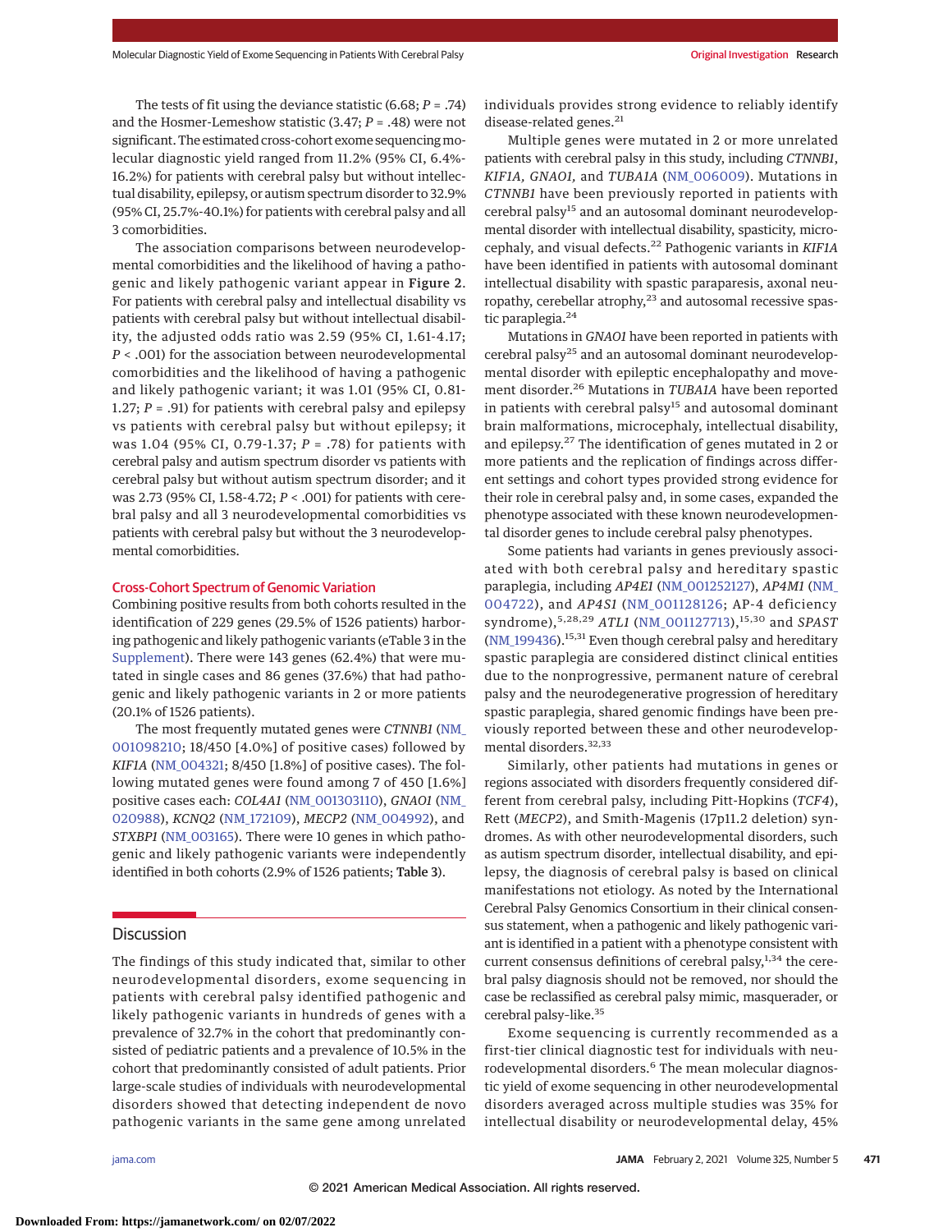The tests of fit using the deviance statistic (6.68; *P* = .74) and the Hosmer-Lemeshow statistic (3.47; *P* = .48) were not significant. The estimated cross-cohort exome sequencing molecular diagnostic yield ranged from 11.2% (95% CI, 6.4%-16.2%) for patients with cerebral palsy but without intellectual disability, epilepsy, or autism spectrum disorder to 32.9% (95% CI, 25.7%-40.1%) for patients with cerebral palsy and all 3 comorbidities.

The association comparisons between neurodevelopmental comorbidities and the likelihood of having a pathogenic and likely pathogenic variant appear in **Figure 2**. For patients with cerebral palsy and intellectual disability vs patients with cerebral palsy but without intellectual disability, the adjusted odds ratio was 2.59 (95% CI, 1.61-4.17; *P* < .001) for the association between neurodevelopmental comorbidities and the likelihood of having a pathogenic and likely pathogenic variant; it was 1.01 (95% CI, 0.81-1.27; *P* = .91) for patients with cerebral palsy and epilepsy vs patients with cerebral palsy but without epilepsy; it was 1.04 (95% CI, 0.79-1.37; *P* = .78) for patients with cerebral palsy and autism spectrum disorder vs patients with cerebral palsy but without autism spectrum disorder; and it was 2.73 (95% CI, 1.58-4.72; *P* < .001) for patients with cerebral palsy and all 3 neurodevelopmental comorbidities vs patients with cerebral palsy but without the 3 neurodevelopmental comorbidities.

### Cross-Cohort Spectrum of Genomic Variation

Combining positive results from both cohorts resulted in the identification of 229 genes (29.5% of 1526 patients) harboring pathogenic and likely pathogenic variants (eTable 3 in the Supplement). There were 143 genes (62.4%) that were mutated in single cases and 86 genes (37.6%) that had pathogenic and likely pathogenic variants in 2 or more patients (20.1% of 1526 patients).

The most frequently mutated genes were *CTNNB1* (NM_001098210; 18/450 [4.0%] of positive cases) followed by *KIF1A* (NM_004321; 8/450 [1.8%] of positive cases). The following mutated genes were found among 7 of 450 [1.6%] positive cases each: *COL4A1* (NM_001303110), *GNAO1* (NM_020988), *KCNQ2* (NM_172109), *MECP2* (NM_004992), and *STXBP1* (NM_003165). There were 10 genes in which pathogenic and likely pathogenic variants were independently identified in both cohorts (2.9% of 1526 patients; **Table 3**).

## Discussion

The findings of this study indicated that, similar to other neurodevelopmental disorders, exome sequencing in patients with cerebral palsy identified pathogenic and likely pathogenic variants in hundreds of genes with a prevalence of 32.7% in the cohort that predominantly consisted of pediatric patients and a prevalence of 10.5% in the cohort that predominantly consisted of adult patients. Prior large-scale studies of individuals with neurodevelopmental disorders showed that detecting independent de novo pathogenic variants in the same gene among unrelated individuals provides strong evidence to reliably identify disease-related genes.[21]

Multiple genes were mutated in 2 or more unrelated patients with cerebral palsy in this study, including *CTNNB1*, *KIF1A*, *GNAO1*, and *TUBA1A* (NM_006009). Mutations in *CTNNB1* have been previously reported in patients with cerebral palsy[15] and an autosomal dominant neurodevelopmental disorder with intellectual disability, spasticity, microcephaly, and visual defects.[22] Pathogenic variants in *KIF1A* have been identified in patients with autosomal dominant intellectual disability with spastic paraparesis, axonal neuropathy, cerebellar atrophy,[23] and autosomal recessive spastic paraplegia.[24]

Mutations in *GNAO1* have been reported in patients with cerebral palsy[25] and an autosomal dominant neurodevelopmental disorder with epileptic encephalopathy and movement disorder.[26] Mutations in *TUBA1A* have been reported in patients with cerebral palsy[15] and autosomal dominant brain malformations, microcephaly, intellectual disability, and epilepsy.[27] The identification of genes mutated in 2 or more patients and the replication of findings across different settings and cohort types provided strong evidence for their role in cerebral palsy and, in some cases, expanded the phenotype associated with these known neurodevelopmental disorder genes to include cerebral palsy phenotypes.

Some patients had variants in genes previously associated with both cerebral palsy and hereditary spastic paraplegia, including *AP4E1* (NM_001252127), *AP4M1* (NM_004722), and *AP4S1* (NM_001128126; AP-4 deficiency syndrome),[5,28,29] *ATL1* (NM_001127713),[15,30] and *SPAST* (NM_199436).[15,31] Even though cerebral palsy and hereditary spastic paraplegia are considered distinct clinical entities due to the nonprogressive, permanent nature of cerebral palsy and the neurodegenerative progression of hereditary spastic paraplegia, shared genomic findings have been previously reported between these and other neurodevelopmental disorders.[32,33]

Similarly, other patients had mutations in genes or regions associated with disorders frequently considered different from cerebral palsy, including Pitt-Hopkins (*TCF4*), Rett (*MECP2*), and Smith-Magenis (17p11.2 deletion) syndromes. As with other neurodevelopmental disorders, such as autism spectrum disorder, intellectual disability, and epilepsy, the diagnosis of cerebral palsy is based on clinical manifestations not etiology. As noted by the International Cerebral Palsy Genomics Consortium in their clinical consensus statement, when a pathogenic and likely pathogenic variant is identified in a patient with a phenotype consistent with current consensus definitions of cerebral palsy,[1,34] the cerebral palsy diagnosis should not be removed, nor should the case be reclassified as cerebral palsy mimic, masquerader, or cerebral palsy-like.[35]

Exome sequencing is currently recommended as a first-tier clinical diagnostic test for individuals with neurodevelopmental disorders.[6] The mean molecular diagnostic yield of exome sequencing in other neurodevelopmental disorders averaged across multiple studies was 35% for intellectual disability or neurodevelopmental delay, 45%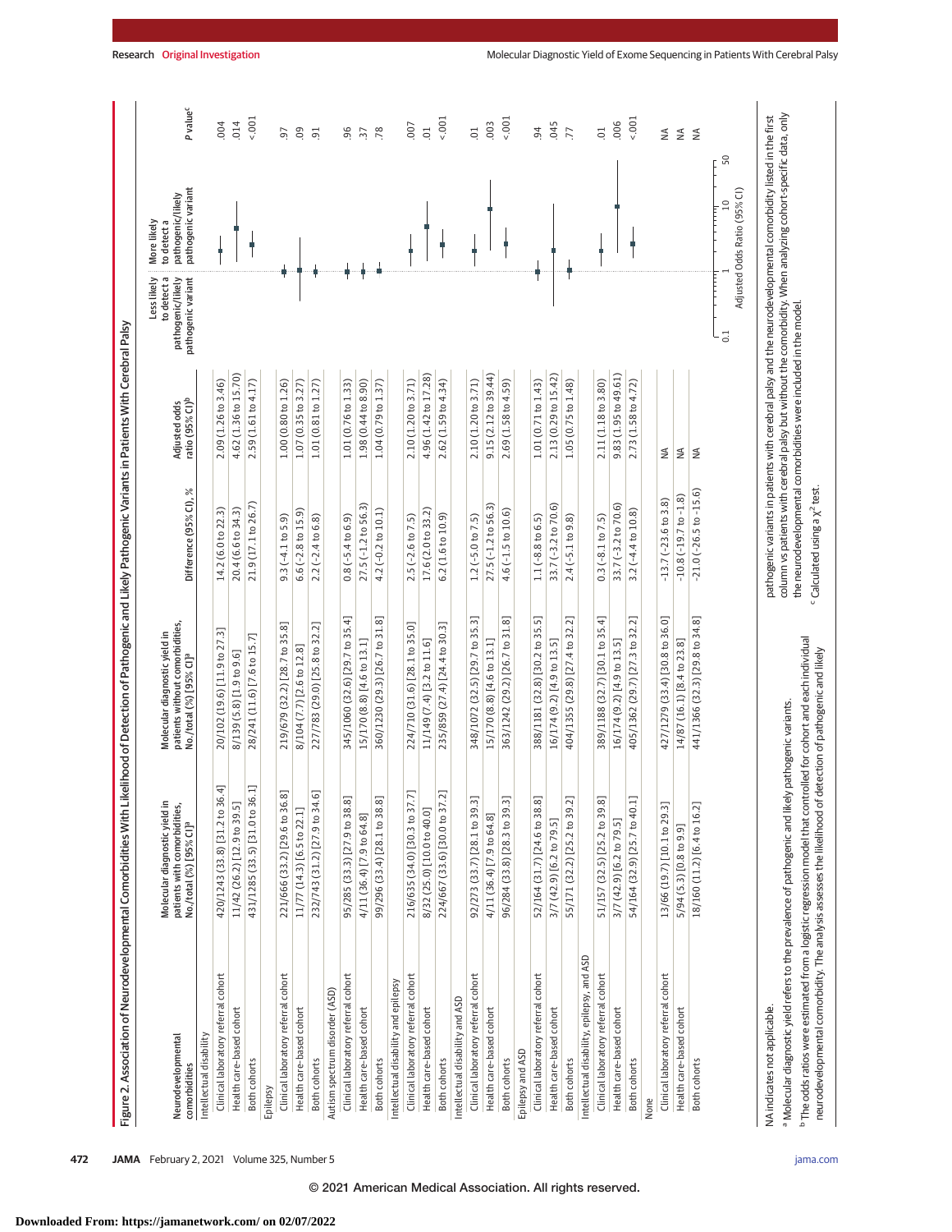Figure 2. Association of Neurodevelopmental Comorbidities With Likelihood of Detection of Pathogenic and Likely Pathogenic Variants in Patients With Cerebral Palsy

| Neurodevelopmental comorbidities | Molecular diagnostic yield in patients with comorbidities, No./total (%) [95% CI][a] | Molecular diagnostic yield in patients without comorbidities, No./total (%) [95% CI][a] | Difference (95% CI), % | Adjusted odds ratio (95% CI)[b] | P value[c] |
|---|---|---|---|---|---|
| **Intellectual disability** | | | | | |
| Clinical laboratory referral cohort | 420/1243 (33.8) [31.2 to 36.4] | 20/102 (19.6) [11.9 to 27.3] | 14.2 (6.0 to 22.3) | 2.09 (1.26 to 3.46) | .004 |
| Health care-based cohort | 11/42 (26.2) [12.9 to 39.5] | 8/139 (5.8) [1.9 to 9.6] | 20.4 (6.6 to 34.3) | 4.62 (1.36 to 15.70) | .014 |
| Both cohorts | 431/1285 (33.5) [31.0 to 36.1] | 28/241 (11.6) [7.6 to 15.7] | 21.9 (17.1 to 26.7) | 2.59 (1.61 to 4.17) | <.001 |
| **Epilepsy** | | | | | |
| Clinical laboratory referral cohort | 221/666 (33.2) [29.6 to 36.8] | 219/679 (32.2) [28.7 to 35.8] | 9.3 (−4.1 to 5.9) | 1.00 (0.80 to 1.26) | .97 |
| Health care-based cohort | 11/77 (14.3) [6.5 to 22.1] | 8/104 (7.7) [2.6 to 12.8] | 6.6 (−2.8 to 15.9) | 1.07 (0.35 to 3.27) | .09 |
| Both cohorts | 232/743 (31.2) [27.9 to 34.6] | 227/783 (29.0) [25.8 to 32.2] | 2.2 (−2.4 to 6.8) | 1.01 (0.81 to 1.27) | .91 |
| **Autism spectrum disorder (ASD)** | | | | | |
| Clinical laboratory referral cohort | 95/285 (33.3) [27.9 to 38.8] | 345/1060 (32.6) [29.7 to 35.4] | 0.8 (−5.4 to 6.9) | 1.01 (0.76 to 1.33) | .96 |
| Health care-based cohort | 4/11 (36.4) [7.9 to 64.8] | 15/170 (8.8) [4.6 to 13.1] | 27.5 (−1.2 to 56.3) | 1.98 (0.44 to 8.90) | .37 |
| Both cohorts | 99/296 (33.4) [28.1 to 38.8] | 360/1230 (29.3) [26.7 to 31.8] | 4.2 (−0.2 to 10.1) | 1.04 (0.79 to 1.37) | .78 |
| **Intellectual disability and epilepsy** | | | | | |
| Clinical laboratory referral cohort | 216/635 (34.0) [30.3 to 37.7] | 224/710 (31.6) [28.1 to 35.0] | 2.5 (−2.6 to 7.5) | 2.10 (1.20 to 3.71) | .007 |
| Health care-based cohort | 8/32 (25.0) [10.0 to 40.0] | 11/149 (7.4) [3.2 to 11.6] | 17.6 (2.0 to 33.2) | 4.96 (1.42 to 17.28) | .01 |
| Both cohorts | 224/667 (33.6) [30.0 to 37.2] | 235/859 (27.4) [24.4 to 30.3] | 6.2 (1.6 to 10.9) | 2.62 (1.59 to 4.34) | <.001 |
| **Intellectual disability and ASD** | | | | | |
| Clinical laboratory referral cohort | 92/273 (33.7) [28.1 to 39.3] | 348/1072 (32.5) [29.7 to 35.3] | 1.2 (−5.0 to 7.5) | 2.10 (1.20 to 3.71) | .01 |
| Health care-based cohort | 4/11 (36.4) [7.9 to 64.8] | 15/170 (8.8) [4.6 to 13.1] | 27.5 (−1.2 to 56.3) | 9.15 (2.12 to 39.44) | .003 |
| Both cohorts | 96/284 (33.8) [28.3 to 39.3] | 363/1242 (29.2) [26.7 to 31.8] | 4.6 (−1.5 to 10.6) | 2.69 (1.58 to 4.59) | <.001 |
| **Epilepsy and ASD** | | | | | |
| Clinical laboratory referral cohort | 52/164 (31.7) [24.6 to 38.8] | 388/1181 (32.8) [30.2 to 35.5] | 1.1 (−8.8 to 6.5) | 1.01 (0.71 to 1.43) | .94 |
| Health care-based cohort | 3/7 (42.9) [6.2 to 79.5] | 16/174 (9.2) [4.9 to 13.5] | 33.7 (−3.2 to 70.6) | 2.13 (0.29 to 15.42) | .045 |
| Both cohorts | 55/171 (32.2) [25.2 to 39.2] | 404/1355 (29.8) [27.4 to 32.2] | 2.4 (−5.1 to 9.8) | 1.05 (0.75 to 1.48) | .77 |
| **Intellectual disability, epilepsy, and ASD** | | | | | |
| Clinical laboratory referral cohort | 51/157 (32.5) [25.2 to 39.8] | 389/1188 (32.7) [30.1 to 35.4] | 0.3 (−8.1 to 7.5) | 2.11 (1.18 to 3.80) | .01 |
| Health care-based cohort | 3/7 (42.9) [6.2 to 79.5] | 16/174 (9.2) [4.9 to 13.5] | 33.7 (−3.2 to 70.6) | 9.83 (1.95 to 49.61) | .006 |
| Both cohorts | 54/164 (32.9) [25.7 to 40.1] | 405/1362 (29.7) [27.3 to 32.2] | 3.2 (−4.4 to 10.8) | 2.73 (1.58 to 4.72) | <.001 |
| **None** | | | | | |
| Clinical laboratory referral cohort | 13/66 (19.7) [10.1 to 29.3] | 427/1279 (33.4) [30.8 to 36.0] | −13.7 (−23.6 to 3.8) | NA | NA |
| Health care-based cohort | 5/94 (5.3) [0.8 to 9.9] | 14/87 (16.1) [8.4 to 23.8] | −10.8 (−19.7 to −1.8) | NA | NA |
| Both cohorts | 18/160 (11.2) [6.4 to 16.2] | 441/1366 (32.3) [29.8 to 34.8] | −21.0 (−26.5 to −15.6) | NA | NA |

Forest plot: Adjusted Odds Ratio (95% CI), log scale 0.1 to 50; left of 1: Less likely to detect a pathogenic/likely pathogenic variant; right of 1: More likely to detect a pathogenic/likely pathogenic variant.

NA indicates not applicable.

[a] Molecular diagnostic yield refers to the prevalence of pathogenic and likely pathogenic variants.

[b] The odds ratios were estimated from a logistic regression model that controlled for cohort and each individual neurodevelopmental comorbidity. The analysis assesses the likelihood of detection of pathogenic and likely pathogenic variants in patients with cerebral palsy and the neurodevelopmental comorbidity listed in the first column vs patients with cerebral palsy but without the comorbidity. When analyzing cohort-specific data, only the neurodevelopmental comorbidities were included in the model.

[c] Calculated using a $\chi^2$ test.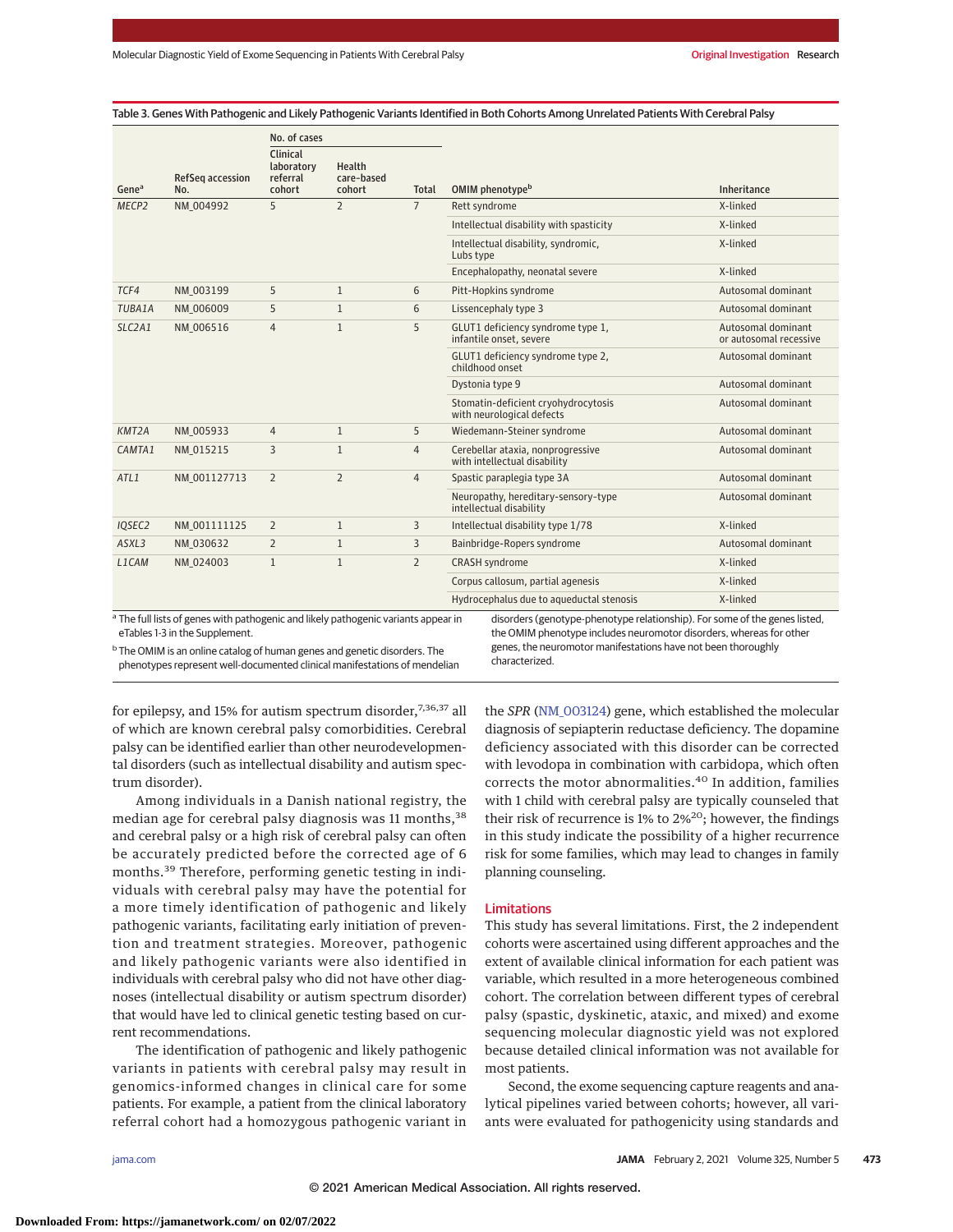Table 3. Genes With Pathogenic and Likely Pathogenic Variants Identified in Both Cohorts Among Unrelated Patients With Cerebral Palsy

| Gene[a] | RefSeq accession No. | No. of cases | | | OMIM phenotype[b] | Inheritance |
|---|---|---|---|---|---|---|
| | | Clinical laboratory referral cohort | Health care-based cohort | Total | | |
| *MECP2* | NM_004992 | 5 | 2 | 7 | Rett syndrome | X-linked |
| | | | | | Intellectual disability with spasticity | X-linked |
| | | | | | Intellectual disability, syndromic, Lubs type | X-linked |
| | | | | | Encephalopathy, neonatal severe | X-linked |
| *TCF4* | NM_003199 | 5 | 1 | 6 | Pitt-Hopkins syndrome | Autosomal dominant |
| *TUBA1A* | NM_006009 | 5 | 1 | 6 | Lissencephaly type 3 | Autosomal dominant |
| *SLC2A1* | NM_006516 | 4 | 1 | 5 | GLUT1 deficiency syndrome type 1, infantile onset, severe | Autosomal dominant or autosomal recessive |
| | | | | | GLUT1 deficiency syndrome type 2, childhood onset | Autosomal dominant |
| | | | | | Dystonia type 9 | Autosomal dominant |
| | | | | | Stomatin-deficient cryohydrocytosis with neurological defects | Autosomal dominant |
| *KMT2A* | NM_005933 | 4 | 1 | 5 | Wiedemann-Steiner syndrome | Autosomal dominant |
| *CAMTA1* | NM_015215 | 3 | 1 | 4 | Cerebellar ataxia, nonprogressive with intellectual disability | Autosomal dominant |
| *ATL1* | NM_001127713 | 2 | 2 | 4 | Spastic paraplegia type 3A | Autosomal dominant |
| | | | | | Neuropathy, hereditary-sensory-type intellectual disability | Autosomal dominant |
| *IQSEC2* | NM_001111125 | 2 | 1 | 3 | Intellectual disability type 1/78 | X-linked |
| *ASXL3* | NM_030632 | 2 | 1 | 3 | Bainbridge-Ropers syndrome | Autosomal dominant |
| *L1CAM* | NM_024003 | 1 | 1 | 2 | CRASH syndrome | X-linked |
| | | | | | Corpus callosum, partial agenesis | X-linked |
| | | | | | Hydrocephalus due to aqueductal stenosis | X-linked |

[a] The full lists of genes with pathogenic and likely pathogenic variants appear in eTables 1-3 in the Supplement.

[b] The OMIM is an online catalog of human genes and genetic disorders. The phenotypes represent well-documented clinical manifestations of mendelian disorders (genotype-phenotype relationship). For some of the genes listed, the OMIM phenotype includes neuromotor disorders, whereas for other genes, the neuromotor manifestations have not been thoroughly characterized.

for epilepsy, and 15% for autism spectrum disorder,[7,36,37] all of which are known cerebral palsy comorbidities. Cerebral palsy can be identified earlier than other neurodevelopmental disorders (such as intellectual disability and autism spectrum disorder).

Among individuals in a Danish national registry, the median age for cerebral palsy diagnosis was 11 months,[38] and cerebral palsy or a high risk of cerebral palsy can often be accurately predicted before the corrected age of 6 months.[39] Therefore, performing genetic testing in individuals with cerebral palsy may have the potential for a more timely identification of pathogenic and likely pathogenic variants, facilitating early initiation of prevention and treatment strategies. Moreover, pathogenic and likely pathogenic variants were also identified in individuals with cerebral palsy who did not have other diagnoses (intellectual disability or autism spectrum disorder) that would have led to clinical genetic testing based on current recommendations.

The identification of pathogenic and likely pathogenic variants in patients with cerebral palsy may result in genomics-informed changes in clinical care for some patients. For example, a patient from the clinical laboratory referral cohort had a homozygous pathogenic variant in the *SPR* (NM_003124) gene, which established the molecular diagnosis of sepiapterin reductase deficiency. The dopamine deficiency associated with this disorder can be corrected with levodopa in combination with carbidopa, which often corrects the motor abnormalities.[40] In addition, families with 1 child with cerebral palsy are typically counseled that their risk of recurrence is 1% to 2%[20]; however, the findings in this study indicate the possibility of a higher recurrence risk for some families, which may lead to changes in family planning counseling.

## Limitations

This study has several limitations. First, the 2 independent cohorts were ascertained using different approaches and the extent of available clinical information for each patient was variable, which resulted in a more heterogeneous combined cohort. The correlation between different types of cerebral palsy (spastic, dyskinetic, ataxic, and mixed) and exome sequencing molecular diagnostic yield was not explored because detailed clinical information was not available for most patients.

Second, the exome sequencing capture reagents and analytical pipelines varied between cohorts; however, all variants were evaluated for pathogenicity using standards and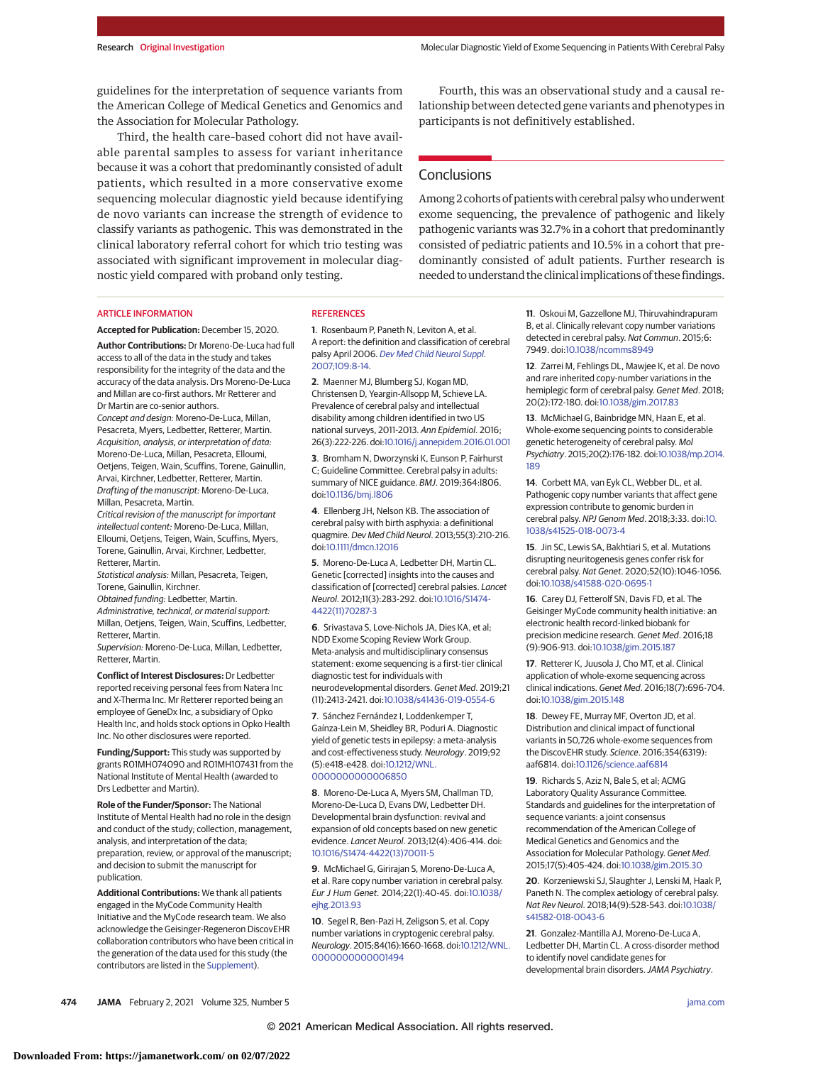guidelines for the interpretation of sequence variants from the American College of Medical Genetics and Genomics and the Association for Molecular Pathology.

Third, the health care–based cohort did not have available parental samples to assess for variant inheritance because it was a cohort that predominantly consisted of adult patients, which resulted in a more conservative exome sequencing molecular diagnostic yield because identifying de novo variants can increase the strength of evidence to classify variants as pathogenic. This was demonstrated in the clinical laboratory referral cohort for which trio testing was associated with significant improvement in molecular diagnostic yield compared with proband only testing.

Fourth, this was an observational study and a causal relationship between detected gene variants and phenotypes in participants is not definitively established.

## Conclusions

Among 2 cohorts of patients with cerebral palsy who underwent exome sequencing, the prevalence of pathogenic and likely pathogenic variants was 32.7% in a cohort that predominantly consisted of pediatric patients and 10.5% in a cohort that predominantly consisted of adult patients. Further research is needed to understand the clinical implications of these findings.

### ARTICLE INFORMATION

**Accepted for Publication:** December 15, 2020.

**Author Contributions:** Dr Moreno-De-Luca had full access to all of the data in the study and takes responsibility for the integrity of the data and the accuracy of the data analysis. Drs Moreno-De-Luca and Millan are co-first authors. Mr Retterer and Dr Martin are co-senior authors.
*Concept and design:* Moreno-De-Luca, Millan, Pesacreta, Myers, Ledbetter, Retterer, Martin.
*Acquisition, analysis, or interpretation of data:* Moreno-De-Luca, Millan, Pesacreta, Elloumi, Oetjens, Teigen, Wain, Scuffins, Torene, Gainullin, Arvai, Kirchner, Ledbetter, Retterer, Martin.
*Drafting of the manuscript:* Moreno-De-Luca, Millan, Pesacreta, Martin.
*Critical revision of the manuscript for important intellectual content:* Moreno-De-Luca, Millan, Elloumi, Oetjens, Teigen, Wain, Scuffins, Myers, Torene, Gainullin, Arvai, Kirchner, Ledbetter, Retterer, Martin.
*Statistical analysis:* Millan, Pesacreta, Teigen, Torene, Gainullin, Kirchner.
*Obtained funding:* Ledbetter, Martin.
*Administrative, technical, or material support:* Millan, Oetjens, Teigen, Wain, Scuffins, Ledbetter, Retterer, Martin.
*Supervision:* Moreno-De-Luca, Millan, Ledbetter, Retterer, Martin.

**Conflict of Interest Disclosures:** Dr Ledbetter reported receiving personal fees from Natera Inc and X-Therma Inc. Mr Retterer reported being an employee of GeneDx Inc, a subsidiary of Opko Health Inc, and holds stock options in Opko Health Inc. No other disclosures were reported.

**Funding/Support:** This study was supported by grants R01MH074090 and R01MH107431 from the National Institute of Mental Health (awarded to Drs Ledbetter and Martin).

**Role of the Funder/Sponsor:** The National Institute of Mental Health had no role in the design and conduct of the study; collection, management, analysis, and interpretation of the data; preparation, review, or approval of the manuscript; and decision to submit the manuscript for publication.

**Additional Contributions:** We thank all patients engaged in the MyCode Community Health Initiative and the MyCode research team. We also acknowledge the Geisinger-Regeneron DiscovEHR collaboration contributors who have been critical in the generation of the data used for this study (the contributors are listed in the Supplement).

### REFERENCES

1. Rosenbaum P, Paneth N, Leviton A, et al. A report: the definition and classification of cerebral palsy April 2006. *Dev Med Child Neurol Suppl*. 2007;109:8-14.
2. Maenner MJ, Blumberg SJ, Kogan MD, Christensen D, Yeargin-Allsopp M, Schieve LA. Prevalence of cerebral palsy and intellectual disability among children identified in two US national surveys, 2011-2013. *Ann Epidemiol*. 2016; 26(3):222-226. doi:10.1016/j.annepidem.2016.01.001
3. Bromham N, Dworzynski K, Eunson P, Fairhurst C; Guideline Committee. Cerebral palsy in adults: summary of NICE guidance. *BMJ*. 2019;364:l806. doi:10.1136/bmj.l806
4. Ellenberg JH, Nelson KB. The association of cerebral palsy with birth asphyxia: a definitional quagmire. *Dev Med Child Neurol*. 2013;55(3):210-216. doi:10.1111/dmcn.12016
5. Moreno-De-Luca A, Ledbetter DH, Martin CL. Genetic [corrected] insights into the causes and classification of [corrected] cerebral palsies. *Lancet Neurol*. 2012;11(3):283-292. doi:10.1016/S1474-4422(11)70287-3
6. Srivastava S, Love-Nichols JA, Dies KA, et al; NDD Exome Scoping Review Work Group. Meta-analysis and multidisciplinary consensus statement: exome sequencing is a first-tier clinical diagnostic test for individuals with neurodevelopmental disorders. *Genet Med*. 2019;21 (11):2413-2421. doi:10.1038/s41436-019-0554-6
7. Sánchez Fernández I, Loddenkemper T, Gaínza-Lein M, Sheidley BR, Poduri A. Diagnostic yield of genetic tests in epilepsy: a meta-analysis and cost-effectiveness study. *Neurology*. 2019;92 (5):e418-e428. doi:10.1212/WNL.0000000000006850
8. Moreno-De-Luca A, Myers SM, Challman TD, Moreno-De-Luca D, Evans DW, Ledbetter DH. Developmental brain dysfunction: revival and expansion of old concepts based on new genetic evidence. *Lancet Neurol*. 2013;12(4):406-414. doi:10.1016/S1474-4422(13)70011-5
9. McMichael G, Girirajan S, Moreno-De-Luca A, et al. Rare copy number variation in cerebral palsy. *Eur J Hum Genet*. 2014;22(1):40-45. doi:10.1038/ejhg.2013.93
10. Segel R, Ben-Pazi H, Zeligson S, et al. Copy number variations in cryptogenic cerebral palsy. *Neurology*. 2015;84(16):1660-1668. doi:10.1212/WNL.0000000000001494
11. Oskoui M, Gazzellone MJ, Thiruvahindrapuram B, et al. Clinically relevant copy number variations detected in cerebral palsy. *Nat Commun*. 2015;6: 7949. doi:10.1038/ncomms8949
12. Zarrei M, Fehlings DL, Mawjee K, et al. De novo and rare inherited copy-number variations in the hemiplegic form of cerebral palsy. *Genet Med*. 2018; 20(2):172-180. doi:10.1038/gim.2017.83
13. McMichael G, Bainbridge MN, Haan E, et al. Whole-exome sequencing points to considerable genetic heterogeneity of cerebral palsy. *Mol Psychiatry*. 2015;20(2):176-182. doi:10.1038/mp.2014.189
14. Corbett MA, van Eyk CL, Webber DL, et al. Pathogenic copy number variants that affect gene expression contribute to genomic burden in cerebral palsy. *NPJ Genom Med*. 2018;3:33. doi:10.1038/s41525-018-0073-4
15. Jin SC, Lewis SA, Bakhtiari S, et al. Mutations disrupting neuritogenesis genes confer risk for cerebral palsy. *Nat Genet*. 2020;52(10):1046-1056. doi:10.1038/s41588-020-0695-1
16. Carey DJ, Fetterolf SN, Davis FD, et al. The Geisinger MyCode community health initiative: an electronic health record-linked biobank for precision medicine research. *Genet Med*. 2016;18 (9):906-913. doi:10.1038/gim.2015.187
17. Retterer K, Juusola J, Cho MT, et al. Clinical application of whole-exome sequencing across clinical indications. *Genet Med*. 2016;18(7):696-704. doi:10.1038/gim.2015.148
18. Dewey FE, Murray MF, Overton JD, et al. Distribution and clinical impact of functional variants in 50,726 whole-exome sequences from the DiscovEHR study. *Science*. 2016;354(6319): aaf6814. doi:10.1126/science.aaf6814
19. Richards S, Aziz N, Bale S, et al; ACMG Laboratory Quality Assurance Committee. Standards and guidelines for the interpretation of sequence variants: a joint consensus recommendation of the American College of Medical Genetics and Genomics and the Association for Molecular Pathology. *Genet Med*. 2015;17(5):405-424. doi:10.1038/gim.2015.30
20. Korzeniewski SJ, Slaughter J, Lenski M, Haak P, Paneth N. The complex aetiology of cerebral palsy. *Nat Rev Neurol*. 2018;14(9):528-543. doi:10.1038/s41582-018-0043-6
21. Gonzalez-Mantilla AJ, Moreno-De-Luca A, Ledbetter DH, Martin CL. A cross-disorder method to identify novel candidate genes for developmental brain disorders. *JAMA Psychiatry*.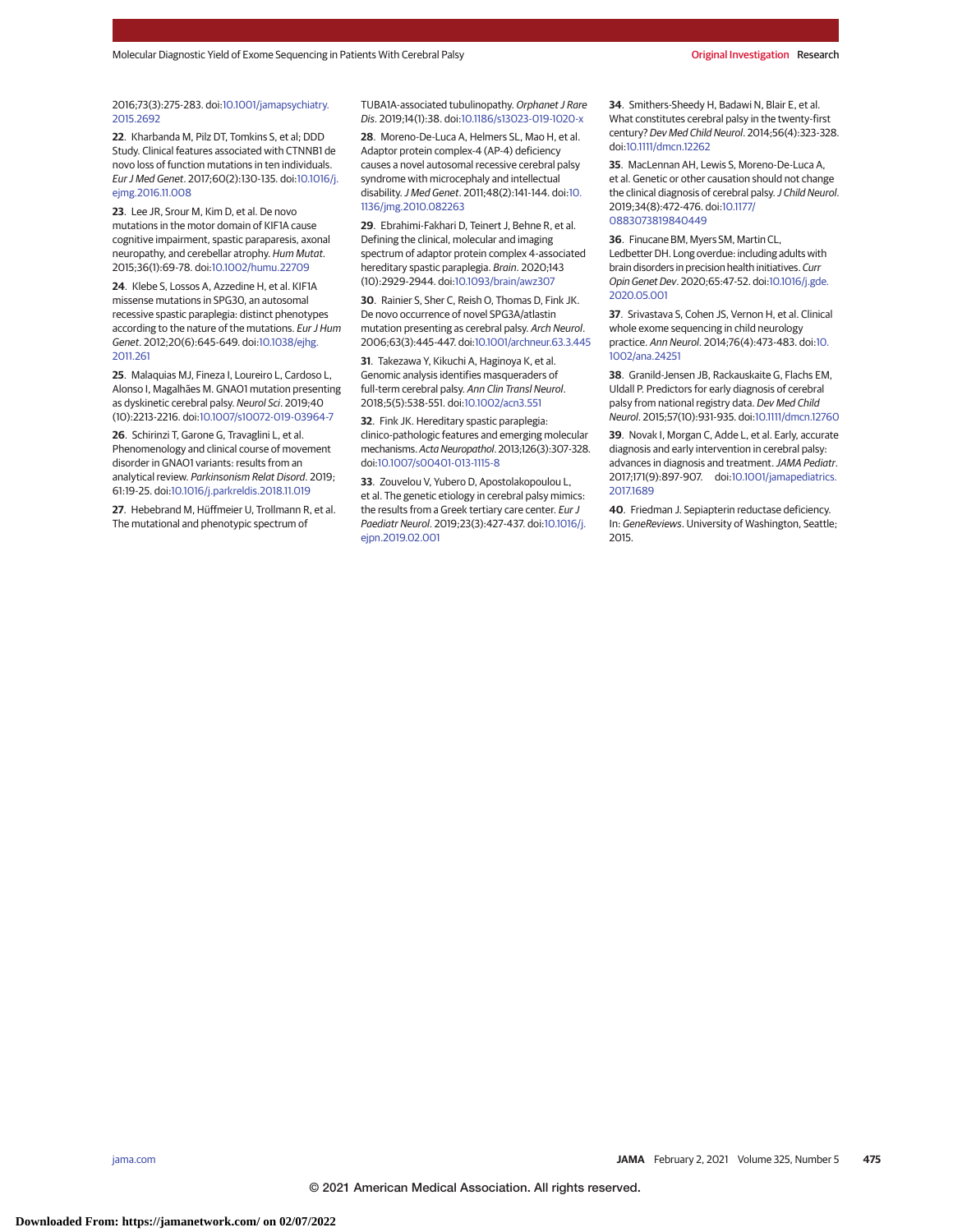2016;73(3):275-283. doi:10.1001/jamapsychiatry.2015.2692

22. Kharbanda M, Pilz DT, Tomkins S, et al; DDD Study. Clinical features associated with CTNNB1 de novo loss of function mutations in ten individuals. *Eur J Med Genet*. 2017;60(2):130-135. doi:10.1016/j.ejmg.2016.11.008

23. Lee JR, Srour M, Kim D, et al. De novo mutations in the motor domain of KIF1A cause cognitive impairment, spastic paraparesis, axonal neuropathy, and cerebellar atrophy. *Hum Mutat*. 2015;36(1):69-78. doi:10.1002/humu.22709

24. Klebe S, Lossos A, Azzedine H, et al. KIF1A missense mutations in SPG30, an autosomal recessive spastic paraplegia: distinct phenotypes according to the nature of the mutations. *Eur J Hum Genet*. 2012;20(6):645-649. doi:10.1038/ejhg.2011.261

25. Malaquias MJ, Fineza I, Loureiro L, Cardoso L, Alonso I, Magalhães M. GNAO1 mutation presenting as dyskinetic cerebral palsy. *Neurol Sci*. 2019;40(10):2213-2216. doi:10.1007/s10072-019-03964-7

26. Schirinzi T, Garone G, Travaglini L, et al. Phenomenology and clinical course of movement disorder in GNAO1 variants: results from an analytical review. *Parkinsonism Relat Disord*. 2019;61:19-25. doi:10.1016/j.parkreldis.2018.11.019

27. Hebebrand M, Hüffmeier U, Trollmann R, et al. The mutational and phenotypic spectrum of TUBA1A-associated tubulinopathy. *Orphanet J Rare Dis*. 2019;14(1):38. doi:10.1186/s13023-019-1020-x

28. Moreno-De-Luca A, Helmers SL, Mao H, et al. Adaptor protein complex-4 (AP-4) deficiency causes a novel autosomal recessive cerebral palsy syndrome with microcephaly and intellectual disability. *J Med Genet*. 2011;48(2):141-144. doi:10.1136/jmg.2010.082263

29. Ebrahimi-Fakhari D, Teinert J, Behne R, et al. Defining the clinical, molecular and imaging spectrum of adaptor protein complex 4-associated hereditary spastic paraplegia. *Brain*. 2020;143(10):2929-2944. doi:10.1093/brain/awz307

30. Rainier S, Sher C, Reish O, Thomas D, Fink JK. De novo occurrence of novel SPG3A/atlastin mutation presenting as cerebral palsy. *Arch Neurol*. 2006;63(3):445-447. doi:10.1001/archneur.63.3.445

31. Takezawa Y, Kikuchi A, Haginoya K, et al. Genomic analysis identifies masqueraders of full-term cerebral palsy. *Ann Clin Transl Neurol*. 2018;5(5):538-551. doi:10.1002/acn3.551

32. Fink JK. Hereditary spastic paraplegia: clinico-pathologic features and emerging molecular mechanisms. *Acta Neuropathol*. 2013;126(3):307-328. doi:10.1007/s00401-013-1115-8

33. Zouvelou V, Yubero D, Apostolakopoulou L, et al. The genetic etiology in cerebral palsy mimics: the results from a Greek tertiary care center. *Eur J Paediatr Neurol*. 2019;23(3):427-437. doi:10.1016/j.ejpn.2019.02.001

34. Smithers-Sheedy H, Badawi N, Blair E, et al. What constitutes cerebral palsy in the twenty-first century? *Dev Med Child Neurol*. 2014;56(4):323-328. doi:10.1111/dmcn.12262

35. MacLennan AH, Lewis S, Moreno-De-Luca A, et al. Genetic or other causation should not change the clinical diagnosis of cerebral palsy. *J Child Neurol*. 2019;34(8):472-476. doi:10.1177/0883073819840449

36. Finucane BM, Myers SM, Martin CL, Ledbetter DH. Long overdue: including adults with brain disorders in precision health initiatives. *Curr Opin Genet Dev*. 2020;65:47-52. doi:10.1016/j.gde.2020.05.001

37. Srivastava S, Cohen JS, Vernon H, et al. Clinical whole exome sequencing in child neurology practice. *Ann Neurol*. 2014;76(4):473-483. doi:10.1002/ana.24251

38. Granild-Jensen JB, Rackauskaite G, Flachs EM, Uldall P. Predictors for early diagnosis of cerebral palsy from national registry data. *Dev Med Child Neurol*. 2015;57(10):931-935. doi:10.1111/dmcn.12760

39. Novak I, Morgan C, Adde L, et al. Early, accurate diagnosis and early intervention in cerebral palsy: advances in diagnosis and treatment. *JAMA Pediatr*. 2017;171(9):897-907. doi:10.1001/jamapediatrics.2017.1689

40. Friedman J. Sepiapterin reductase deficiency. In: *GeneReviews*. University of Washington, Seattle; 2015.